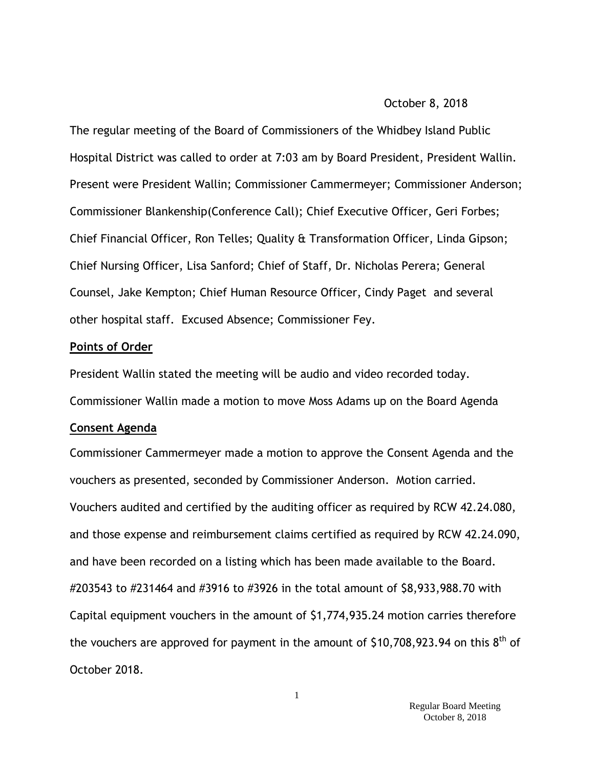October 8, 2018

The regular meeting of the Board of Commissioners of the Whidbey Island Public Hospital District was called to order at 7:03 am by Board President, President Wallin. Present were President Wallin; Commissioner Cammermeyer; Commissioner Anderson; Commissioner Blankenship(Conference Call); Chief Executive Officer, Geri Forbes; Chief Financial Officer, Ron Telles; Quality & Transformation Officer, Linda Gipson; Chief Nursing Officer, Lisa Sanford; Chief of Staff, Dr. Nicholas Perera; General Counsel, Jake Kempton; Chief Human Resource Officer, Cindy Paget and several other hospital staff. Excused Absence; Commissioner Fey.

**Points of Order**

President Wallin stated the meeting will be audio and video recorded today.

Commissioner Wallin made a motion to move Moss Adams up on the Board Agenda

**Consent Agenda**

Commissioner Cammermeyer made a motion to approve the Consent Agenda and the vouchers as presented, seconded by Commissioner Anderson. Motion carried. Vouchers audited and certified by the auditing officer as required by RCW 42.24.080, and those expense and reimbursement claims certified as required by RCW 42.24.090, and have been recorded on a listing which has been made available to the Board. #203543 to #231464 and #3916 to #3926 in the total amount of $8,933,988.70 with Capital equipment vouchers in the amount of $1,774,935.24 motion carries therefore the vouchers are approved for payment in the amount of $10,708,923.94 on this 8th of October 2018.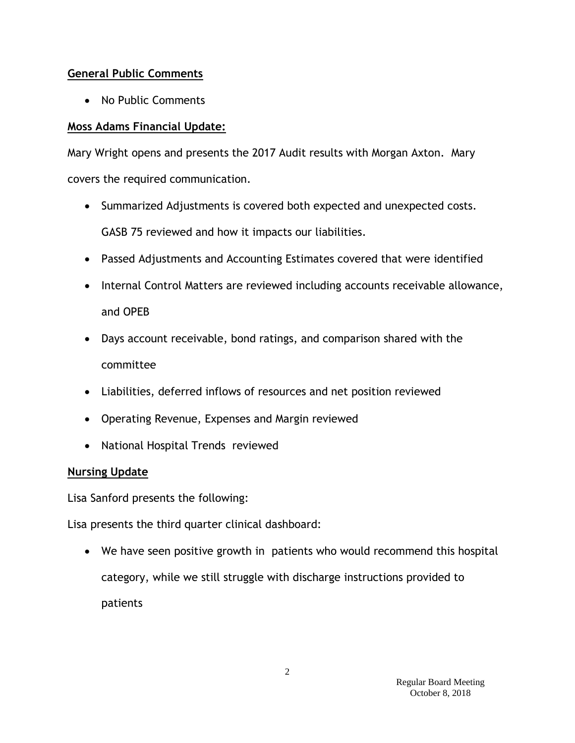**General Public Comments**

- No Public Comments

**Moss Adams Financial Update:**

Mary Wright opens and presents the 2017 Audit results with Morgan Axton. Mary covers the required communication.

- Summarized Adjustments is covered both expected and unexpected costs. GASB 75 reviewed and how it impacts our liabilities.
- Passed Adjustments and Accounting Estimates covered that were identified
- Internal Control Matters are reviewed including accounts receivable allowance, and OPEB
- Days account receivable, bond ratings, and comparison shared with the committee
- Liabilities, deferred inflows of resources and net position reviewed
- Operating Revenue, Expenses and Margin reviewed
- National Hospital Trends reviewed

**Nursing Update**

Lisa Sanford presents the following:

Lisa presents the third quarter clinical dashboard:

- We have seen positive growth in patients who would recommend this hospital category, while we still struggle with discharge instructions provided to patients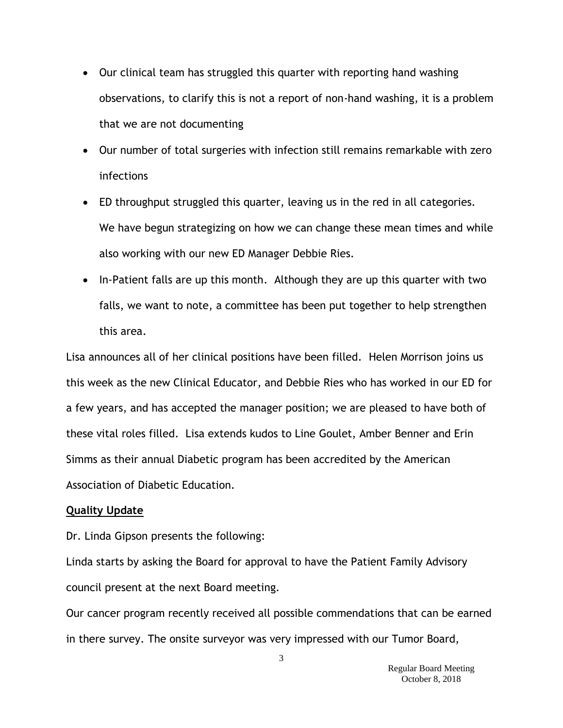- Our clinical team has struggled this quarter with reporting hand washing observations, to clarify this is not a report of non-hand washing, it is a problem that we are not documenting
- Our number of total surgeries with infection still remains remarkable with zero infections
- ED throughput struggled this quarter, leaving us in the red in all categories. We have begun strategizing on how we can change these mean times and while also working with our new ED Manager Debbie Ries.
- In-Patient falls are up this month. Although they are up this quarter with two falls, we want to note, a committee has been put together to help strengthen this area.

Lisa announces all of her clinical positions have been filled. Helen Morrison joins us this week as the new Clinical Educator, and Debbie Ries who has worked in our ED for a few years, and has accepted the manager position; we are pleased to have both of these vital roles filled. Lisa extends kudos to Line Goulet, Amber Benner and Erin Simms as their annual Diabetic program has been accredited by the American Association of Diabetic Education.

**Quality Update**

Dr. Linda Gipson presents the following:

Linda starts by asking the Board for approval to have the Patient Family Advisory council present at the next Board meeting.

Our cancer program recently received all possible commendations that can be earned in there survey. The onsite surveyor was very impressed with our Tumor Board,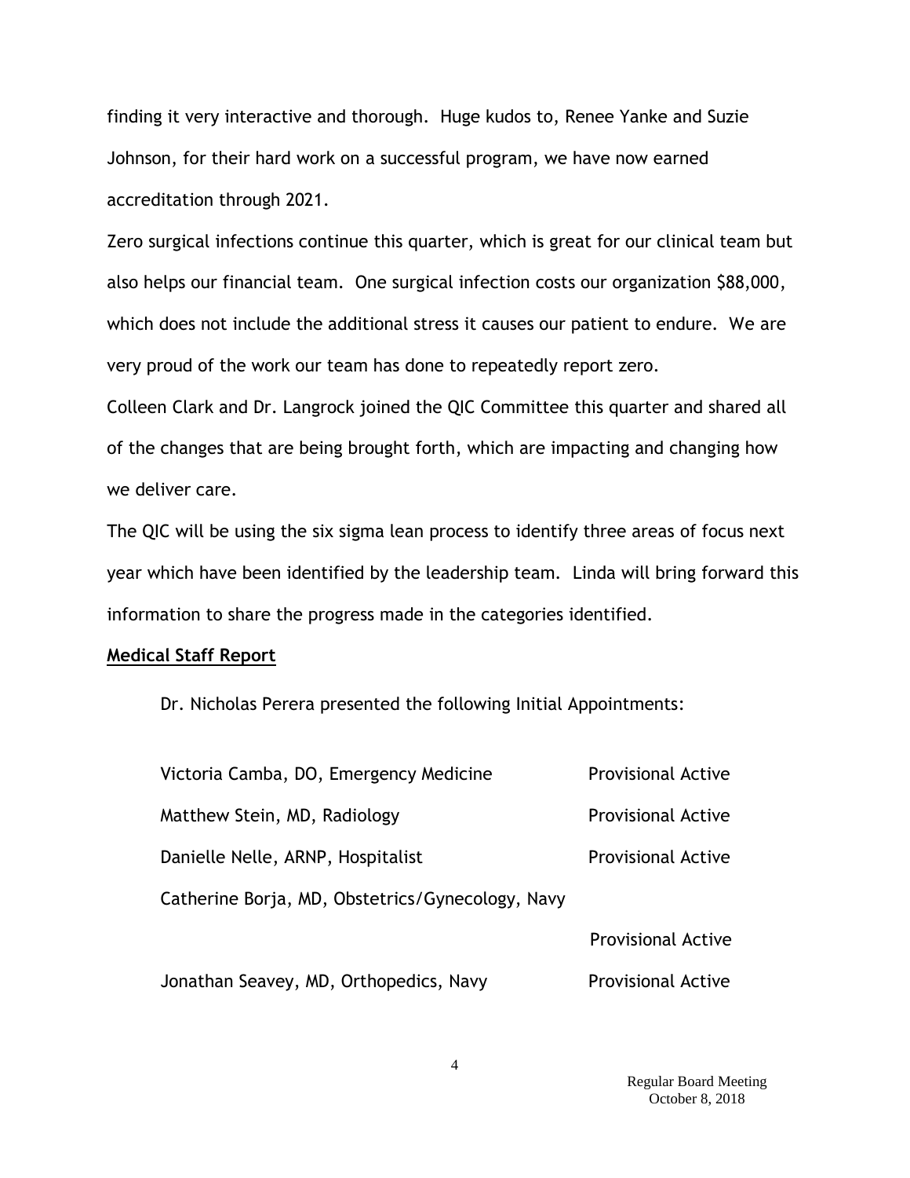finding it very interactive and thorough. Huge kudos to, Renee Yanke and Suzie Johnson, for their hard work on a successful program, we have now earned accreditation through 2021.

Zero surgical infections continue this quarter, which is great for our clinical team but also helps our financial team. One surgical infection costs our organization $88,000, which does not include the additional stress it causes our patient to endure. We are very proud of the work our team has done to repeatedly report zero.

Colleen Clark and Dr. Langrock joined the QIC Committee this quarter and shared all of the changes that are being brought forth, which are impacting and changing how we deliver care.

The QIC will be using the six sigma lean process to identify three areas of focus next year which have been identified by the leadership team. Linda will bring forward this information to share the progress made in the categories identified.

**Medical Staff Report**

Dr. Nicholas Perera presented the following Initial Appointments:

| | |
|---|---|
| Victoria Camba, DO, Emergency Medicine | Provisional Active |
| Matthew Stein, MD, Radiology | Provisional Active |
| Danielle Nelle, ARNP, Hospitalist | Provisional Active |
| Catherine Borja, MD, Obstetrics/Gynecology, Navy | Provisional Active |
| Jonathan Seavey, MD, Orthopedics, Navy | Provisional Active |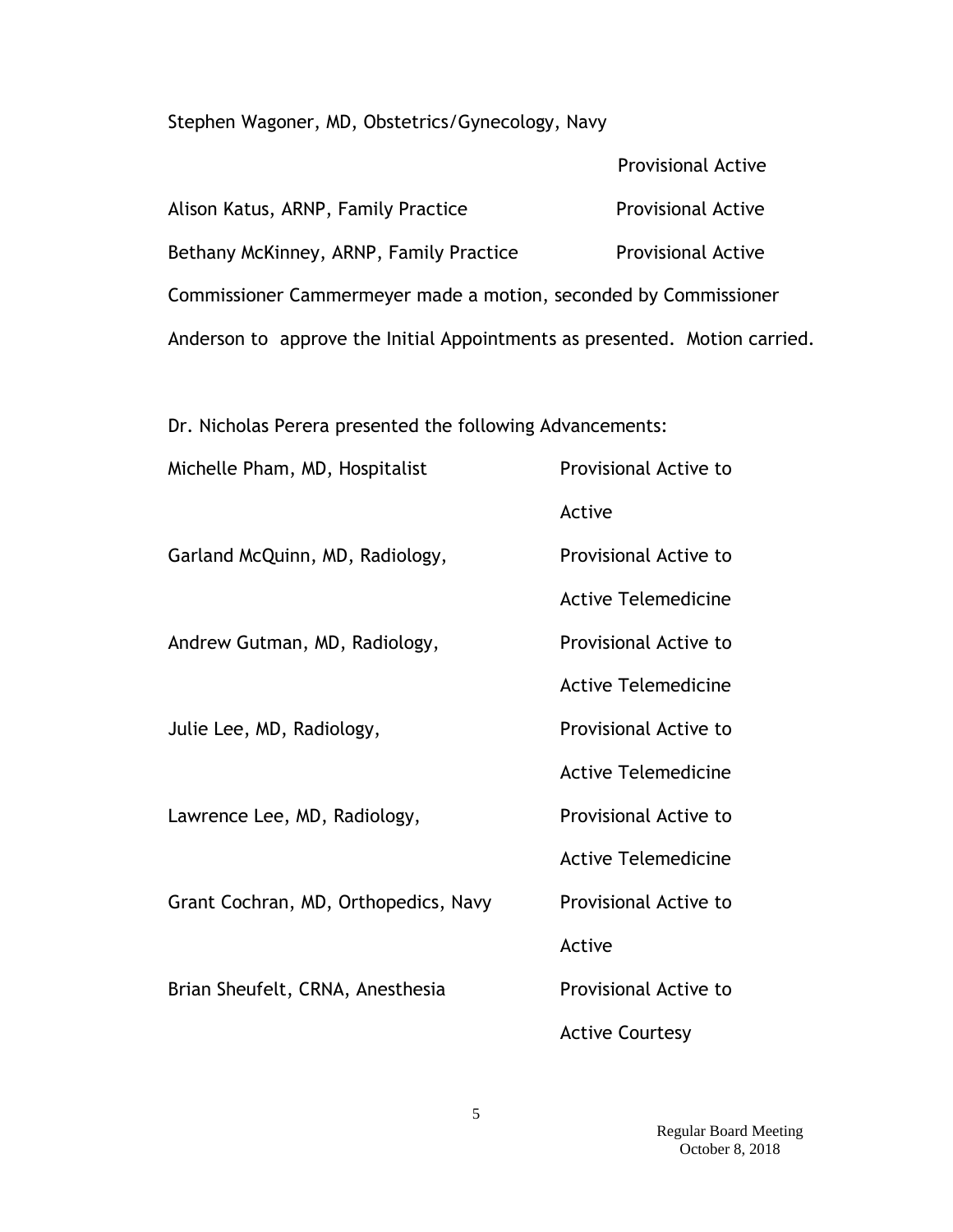Stephen Wagoner, MD, Obstetrics/Gynecology, Navy

| | |
|---|---|
| Stephen Wagoner, MD, Obstetrics/Gynecology, Navy | Provisional Active |
| Alison Katus, ARNP, Family Practice | Provisional Active |
| Bethany McKinney, ARNP, Family Practice | Provisional Active |

Commissioner Cammermeyer made a motion, seconded by Commissioner Anderson to approve the Initial Appointments as presented. Motion carried.

Dr. Nicholas Perera presented the following Advancements:

| | |
|---|---|
| Michelle Pham, MD, Hospitalist | Provisional Active to Active |
| Garland McQuinn, MD, Radiology, | Provisional Active to Active Telemedicine |
| Andrew Gutman, MD, Radiology, | Provisional Active to Active Telemedicine |
| Julie Lee, MD, Radiology, | Provisional Active to Active Telemedicine |
| Lawrence Lee, MD, Radiology, | Provisional Active to Active Telemedicine |
| Grant Cochran, MD, Orthopedics, Navy | Provisional Active to Active |
| Brian Sheufelt, CRNA, Anesthesia | Provisional Active to Active Courtesy |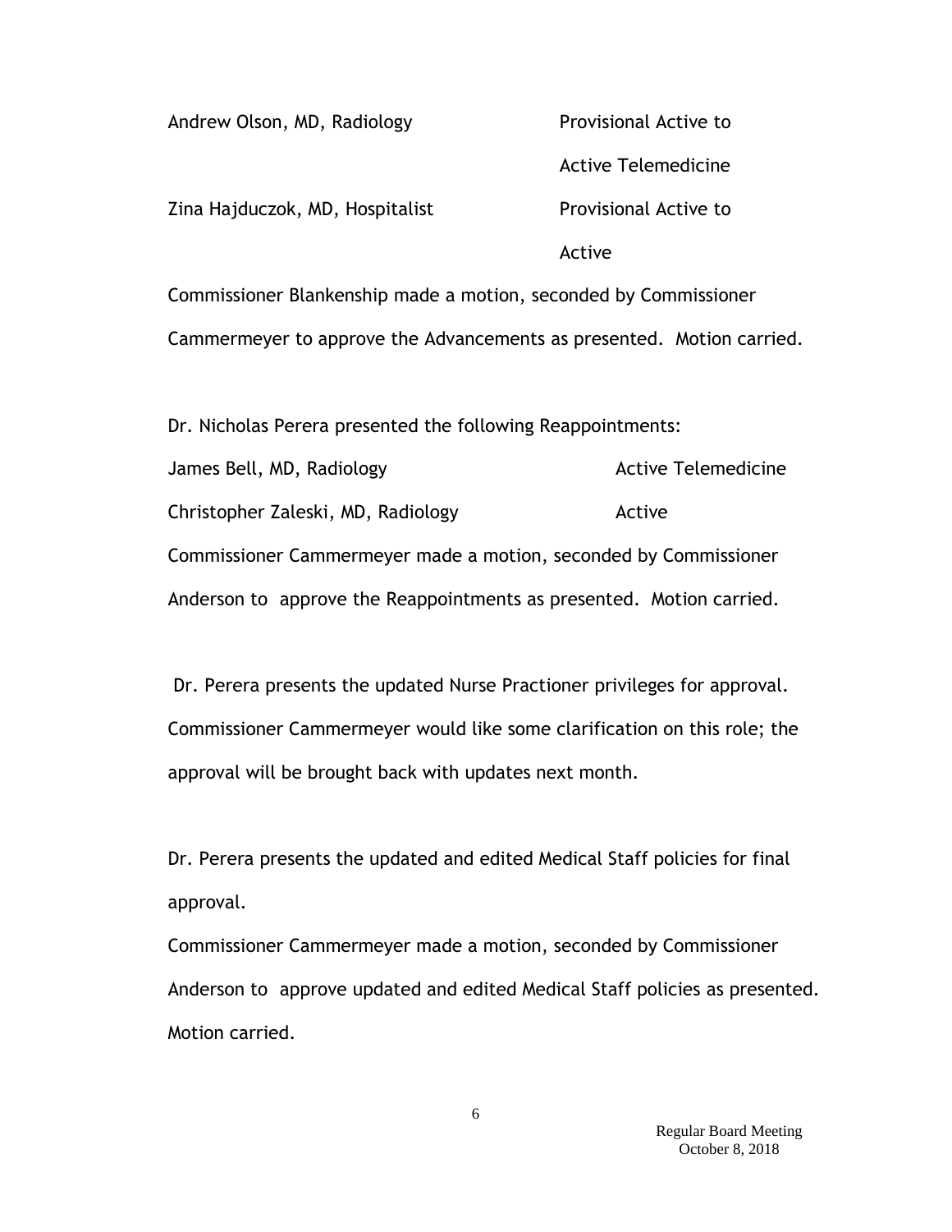| | |
|---|---|
| Andrew Olson, MD, Radiology | Provisional Active to Active Telemedicine |
| Zina Hajduczok, MD, Hospitalist | Provisional Active to Active |

Commissioner Blankenship made a motion, seconded by Commissioner Cammermeyer to approve the Advancements as presented. Motion carried.

Dr. Nicholas Perera presented the following Reappointments:

| | |
|---|---|
| James Bell, MD, Radiology | Active Telemedicine |
| Christopher Zaleski, MD, Radiology | Active |

Commissioner Cammermeyer made a motion, seconded by Commissioner Anderson to approve the Reappointments as presented. Motion carried.

Dr. Perera presents the updated Nurse Practioner privileges for approval. Commissioner Cammermeyer would like some clarification on this role; the approval will be brought back with updates next month.

Dr. Perera presents the updated and edited Medical Staff policies for final approval.

Commissioner Cammermeyer made a motion, seconded by Commissioner Anderson to approve updated and edited Medical Staff policies as presented. Motion carried.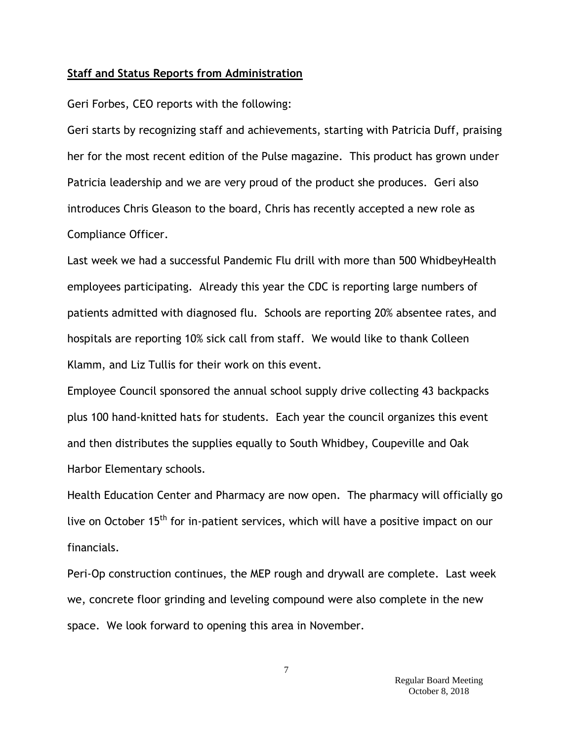**Staff and Status Reports from Administration**

Geri Forbes, CEO reports with the following:

Geri starts by recognizing staff and achievements, starting with Patricia Duff, praising her for the most recent edition of the Pulse magazine. This product has grown under Patricia leadership and we are very proud of the product she produces. Geri also introduces Chris Gleason to the board, Chris has recently accepted a new role as Compliance Officer.

Last week we had a successful Pandemic Flu drill with more than 500 WhidbeyHealth employees participating. Already this year the CDC is reporting large numbers of patients admitted with diagnosed flu. Schools are reporting 20% absentee rates, and hospitals are reporting 10% sick call from staff. We would like to thank Colleen Klamm, and Liz Tullis for their work on this event.

Employee Council sponsored the annual school supply drive collecting 43 backpacks plus 100 hand-knitted hats for students. Each year the council organizes this event and then distributes the supplies equally to South Whidbey, Coupeville and Oak Harbor Elementary schools.

Health Education Center and Pharmacy are now open. The pharmacy will officially go live on October 15th for in-patient services, which will have a positive impact on our financials.

Peri-Op construction continues, the MEP rough and drywall are complete. Last week we, concrete floor grinding and leveling compound were also complete in the new space. We look forward to opening this area in November.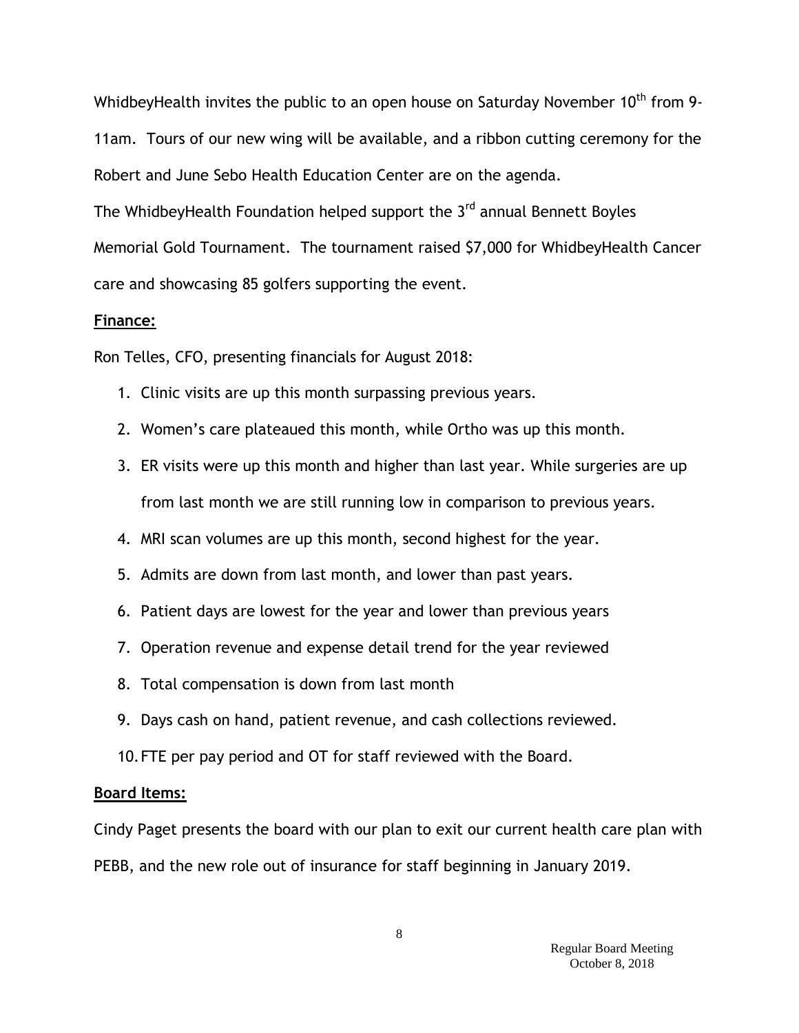WhidbeyHealth invites the public to an open house on Saturday November 10th from 9-11am. Tours of our new wing will be available, and a ribbon cutting ceremony for the Robert and June Sebo Health Education Center are on the agenda.

The WhidbeyHealth Foundation helped support the 3rd annual Bennett Boyles Memorial Gold Tournament. The tournament raised $7,000 for WhidbeyHealth Cancer care and showcasing 85 golfers supporting the event.

**Finance:**

Ron Telles, CFO, presenting financials for August 2018:

1. Clinic visits are up this month surpassing previous years.
2. Women's care plateaued this month, while Ortho was up this month.
3. ER visits were up this month and higher than last year. While surgeries are up from last month we are still running low in comparison to previous years.
4. MRI scan volumes are up this month, second highest for the year.
5. Admits are down from last month, and lower than past years.
6. Patient days are lowest for the year and lower than previous years
7. Operation revenue and expense detail trend for the year reviewed
8. Total compensation is down from last month
9. Days cash on hand, patient revenue, and cash collections reviewed.
10. FTE per pay period and OT for staff reviewed with the Board.

**Board Items:**

Cindy Paget presents the board with our plan to exit our current health care plan with PEBB, and the new role out of insurance for staff beginning in January 2019.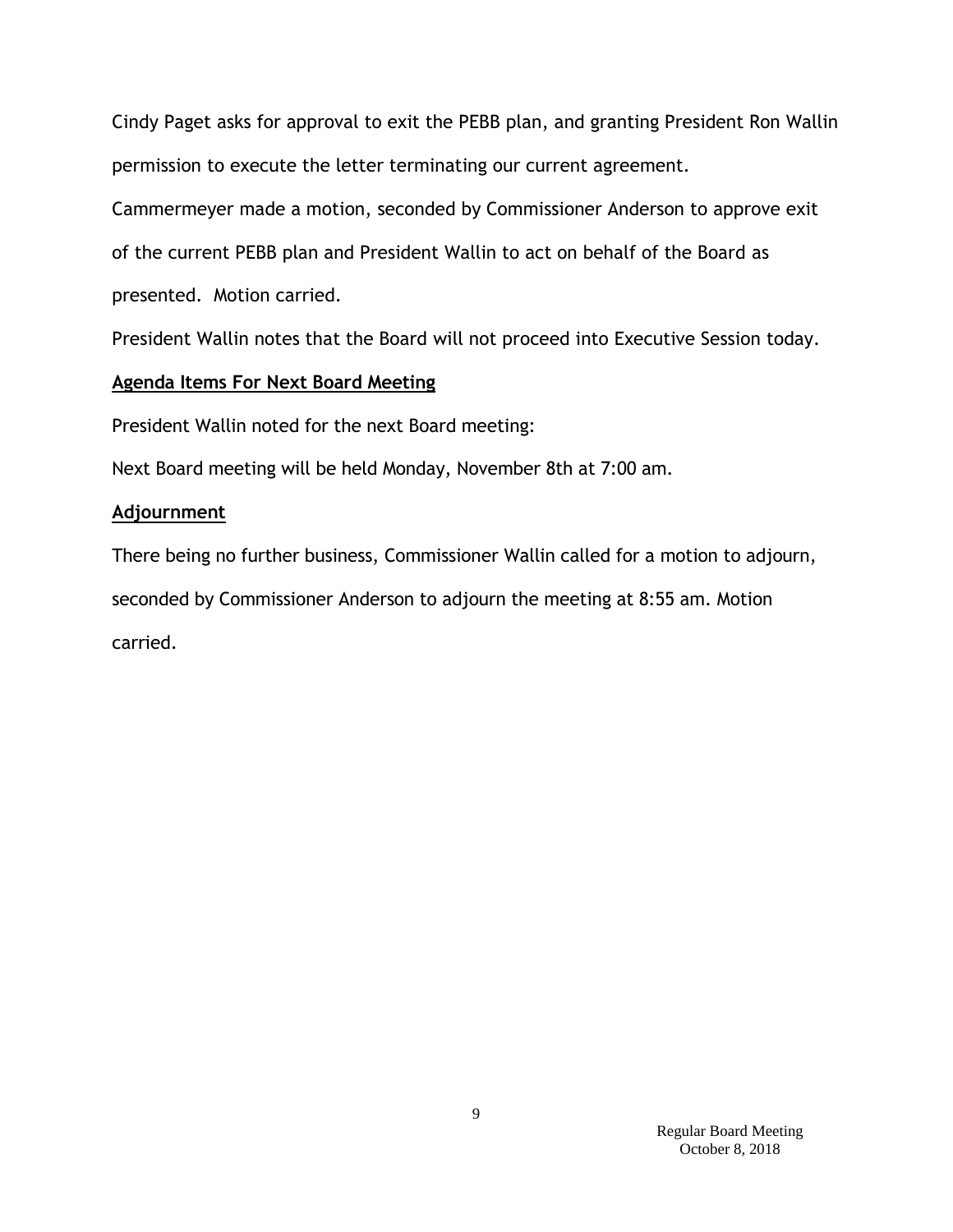Cindy Paget asks for approval to exit the PEBB plan, and granting President Ron Wallin permission to execute the letter terminating our current agreement.

Cammermeyer made a motion, seconded by Commissioner Anderson to approve exit of the current PEBB plan and President Wallin to act on behalf of the Board as presented. Motion carried.

President Wallin notes that the Board will not proceed into Executive Session today.

**Agenda Items For Next Board Meeting**

President Wallin noted for the next Board meeting:

Next Board meeting will be held Monday, November 8th at 7:00 am.

**Adjournment**

There being no further business, Commissioner Wallin called for a motion to adjourn, seconded by Commissioner Anderson to adjourn the meeting at 8:55 am. Motion carried.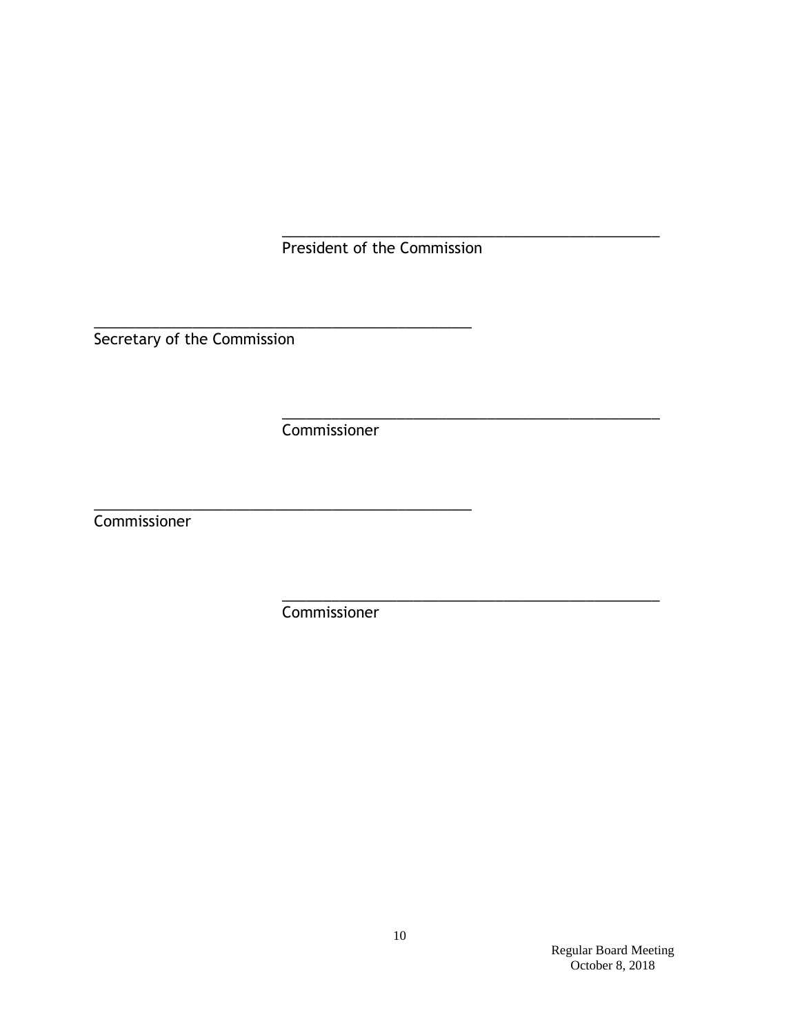_______________________________________________
President of the Commission

_______________________________________________
Secretary of the Commission

_______________________________________________
Commissioner

_______________________________________________
Commissioner

_______________________________________________
Commissioner